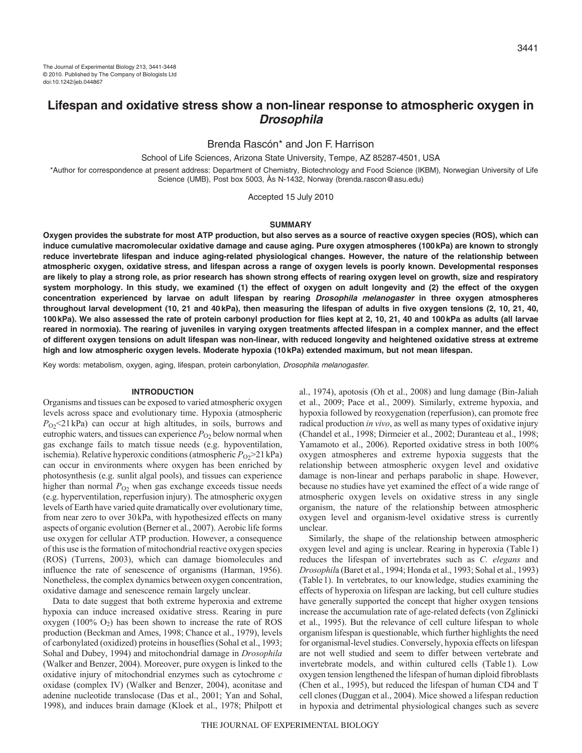The Journal of Experimental Biology 213, 3441-3448
© 2010. Published by The Company of Biologists Ltd
doi:10.1242/jeb.044867

# Lifespan and oxidative stress show a non-linear response to atmospheric oxygen in *Drosophila*

Brenda Rascón* and Jon F. Harrison

School of Life Sciences, Arizona State University, Tempe, AZ 85287-4501, USA

*Author for correspondence at present address: Department of Chemistry, Biotechnology and Food Science (IKBM), Norwegian University of Life Science (UMB), Post box 5003, Ås N-1432, Norway (brenda.rascon@asu.edu)

Accepted 15 July 2010

## SUMMARY

**Oxygen provides the substrate for most ATP production, but also serves as a source of reactive oxygen species (ROS), which can induce cumulative macromolecular oxidative damage and cause aging. Pure oxygen atmospheres (100 kPa) are known to strongly reduce invertebrate lifespan and induce aging-related physiological changes. However, the nature of the relationship between atmospheric oxygen, oxidative stress, and lifespan across a range of oxygen levels is poorly known. Developmental responses are likely to play a strong role, as prior research has shown strong effects of rearing oxygen level on growth, size and respiratory system morphology. In this study, we examined (1) the effect of oxygen on adult longevity and (2) the effect of the oxygen concentration experienced by larvae on adult lifespan by rearing *Drosophila melanogaster* in three oxygen atmospheres throughout larval development (10, 21 and 40 kPa), then measuring the lifespan of adults in five oxygen tensions (2, 10, 21, 40, 100 kPa). We also assessed the rate of protein carbonyl production for flies kept at 2, 10, 21, 40 and 100 kPa as adults (all larvae reared in normoxia). The rearing of juveniles in varying oxygen treatments affected lifespan in a complex manner, and the effect of different oxygen tensions on adult lifespan was non-linear, with reduced longevity and heightened oxidative stress at extreme high and low atmospheric oxygen levels. Moderate hypoxia (10 kPa) extended maximum, but not mean lifespan.**

Key words: metabolism, oxygen, aging, lifespan, protein carbonylation, *Drosophila melanogaster*.

## INTRODUCTION

Organisms and tissues can be exposed to varied atmospheric oxygen levels across space and evolutionary time. Hypoxia (atmospheric $P_{O_2}$<21 kPa) can occur at high altitudes, in soils, burrows and eutrophic waters, and tissues can experience $P_{O_2}$ below normal when gas exchange fails to match tissue needs (e.g. hypoventilation, ischemia). Relative hyperoxic conditions (atmospheric $P_{O_2}$>21 kPa) can occur in environments where oxygen has been enriched by photosynthesis (e.g. sunlit algal pools), and tissues can experience higher than normal $P_{O_2}$ when gas exchange exceeds tissue needs (e.g. hyperventilation, reperfusion injury). The atmospheric oxygen levels of Earth have varied quite dramatically over evolutionary time, from near zero to over 30 kPa, with hypothesized effects on many aspects of organic evolution (Berner et al., 2007). Aerobic life forms use oxygen for cellular ATP production. However, a consequence of this use is the formation of mitochondrial reactive oxygen species (ROS) (Turrens, 2003), which can damage biomolecules and influence the rate of senescence of organisms (Harman, 1956). Nonetheless, the complex dynamics between oxygen concentration, oxidative damage and senescence remain largely unclear.

Data to date suggest that both extreme hyperoxia and extreme hypoxia can induce increased oxidative stress. Rearing in pure oxygen (100% $O_2$) has been shown to increase the rate of ROS production (Beckman and Ames, 1998; Chance et al., 1979), levels of carbonylated (oxidized) proteins in houseflies (Sohal et al., 1993; Sohal and Dubey, 1994) and mitochondrial damage in *Drosophila* (Walker and Benzer, 2004). Moreover, pure oxygen is linked to the oxidative injury of mitochondrial enzymes such as cytochrome *c* oxidase (complex IV) (Walker and Benzer, 2004), aconitase and adenine nucleotide translocase (Das et al., 2001; Yan and Sohal, 1998), and induces brain damage (Kloek et al., 1978; Philpott et al., 1974), apoptosis (Oh et al., 2008) and lung damage (Bin-Jaliah et al., 2009; Pace et al., 2009). Similarly, extreme hypoxia, and hypoxia followed by reoxygenation (reperfusion), can promote free radical production *in vivo*, as well as many types of oxidative injury (Chandel et al., 1998; Dirmeier et al., 2002; Duranteau et al., 1998; Yamamoto et al., 2006). Reported oxidative stress in both 100% oxygen atmospheres and extreme hypoxia suggests that the relationship between atmospheric oxygen level and oxidative damage is non-linear and perhaps parabolic in shape. However, because no studies have yet examined the effect of a wide range of atmospheric oxygen levels on oxidative stress in any single organism, the nature of the relationship between atmospheric oxygen level and organism-level oxidative stress is currently unclear.

Similarly, the shape of the relationship between atmospheric oxygen level and aging is unclear. Rearing in hyperoxia (Table 1) reduces the lifespan of invertebrates such as *C. elegans* and *Drosophil*a (Baret et al., 1994; Honda et al., 1993; Sohal et al., 1993) (Table 1). In vertebrates, to our knowledge, studies examining the effects of hyperoxia on lifespan are lacking, but cell culture studies have generally supported the concept that higher oxygen tensions increase the accumulation rate of age-related defects (von Zglinicki et al., 1995). But the relevance of cell culture lifespan to whole organism lifespan is questionable, which further highlights the need for organismal-level studies. Conversely, hypoxia effects on lifespan are not well studied and seem to differ between vertebrate and invertebrate models, and within cultured cells (Table 1). Low oxygen tension lengthened the lifespan of human diploid fibroblasts (Chen et al., 1995), but reduced the lifespan of human CD4 and T cell clones (Duggan et al., 2004). Mice showed a lifespan reduction in hypoxia and detrimental physiological changes such as severe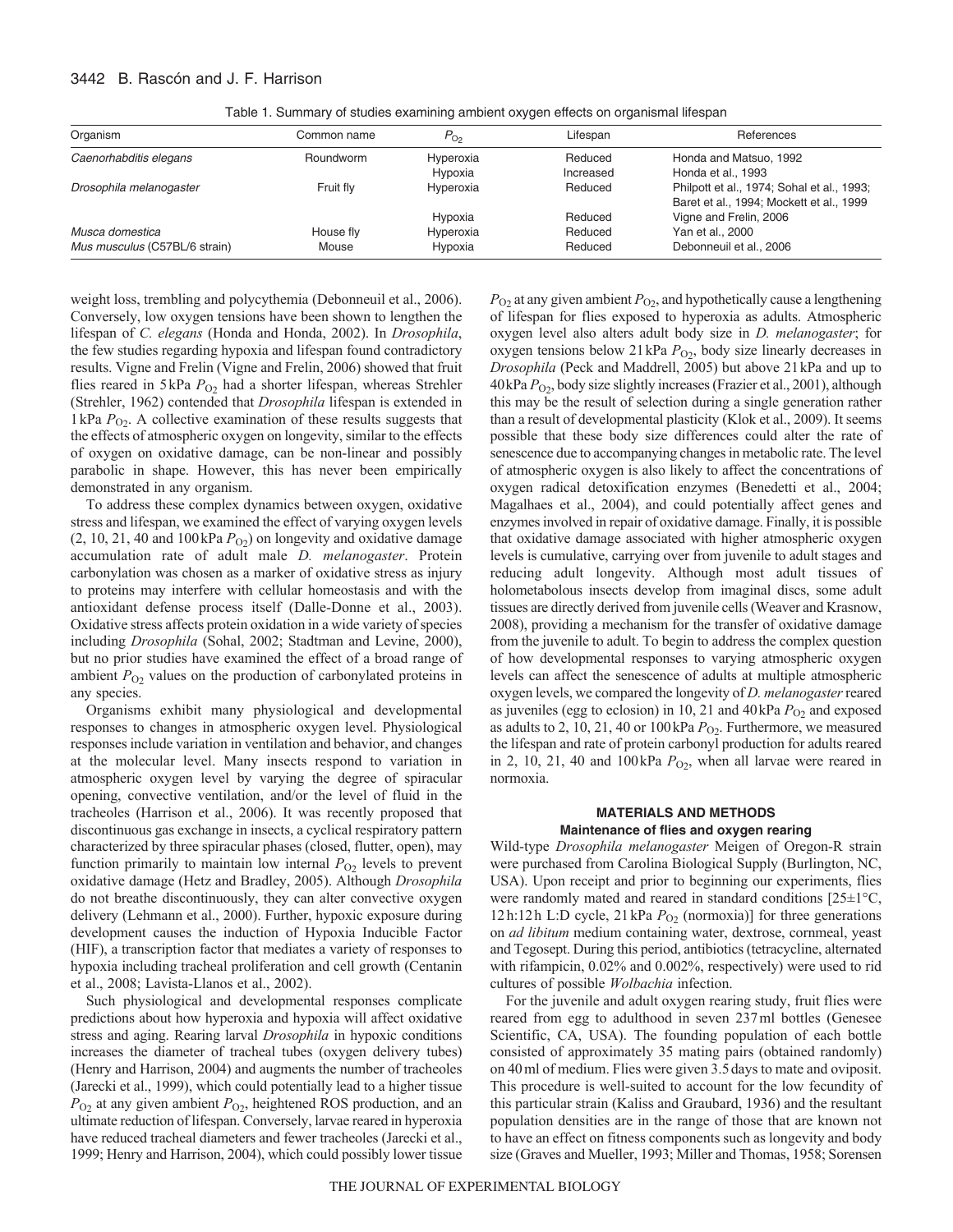Table 1. Summary of studies examining ambient oxygen effects on organismal lifespan

| Organism | Common name | $P_{O_2}$ | Lifespan | References |
|---|---|---|---|---|
| *Caenorhabditis elegans* | Roundworm | Hyperoxia | Reduced | Honda and Matsuo, 1992 |
| | | Hypoxia | Increased | Honda et al., 1993 |
| *Drosophila melanogaster* | Fruit fly | Hyperoxia | Reduced | Philpott et al., 1974; Sohal et al., 1993; Baret et al., 1994; Mockett et al., 1999 |
| | | Hypoxia | Reduced | Vigne and Frelin, 2006 |
| *Musca domestica* | House fly | Hyperoxia | Reduced | Yan et al., 2000 |
| *Mus musculus* (C57BL/6 strain) | Mouse | Hypoxia | Reduced | Debonneuil et al., 2006 |

weight loss, trembling and polycythemia (Debonneuil et al., 2006). Conversely, low oxygen tensions have been shown to lengthen the lifespan of *C. elegans* (Honda and Honda, 2002). In *Drosophila*, the few studies regarding hypoxia and lifespan found contradictory results. Vigne and Frelin (Vigne and Frelin, 2006) showed that fruit flies reared in 5 kPa $P_{O_2}$ had a shorter lifespan, whereas Strehler (Strehler, 1962) contended that *Drosophila* lifespan is extended in 1 kPa $P_{O_2}$. A collective examination of these results suggests that the effects of atmospheric oxygen on longevity, similar to the effects of oxygen on oxidative damage, can be non-linear and possibly parabolic in shape. However, this has never been empirically demonstrated in any organism.

To address these complex dynamics between oxygen, oxidative stress and lifespan, we examined the effect of varying oxygen levels (2, 10, 21, 40 and 100 kPa $P_{O_2}$) on longevity and oxidative damage accumulation rate of adult male *D. melanogaster*. Protein carbonylation was chosen as a marker of oxidative stress as injury to proteins may interfere with cellular homeostasis and with the antioxidant defense process itself (Dalle-Donne et al., 2003). Oxidative stress affects protein oxidation in a wide variety of species including *Drosophila* (Sohal, 2002; Stadtman and Levine, 2000), but no prior studies have examined the effect of a broad range of ambient $P_{O_2}$ values on the production of carbonylated proteins in any species.

Organisms exhibit many physiological and developmental responses to changes in atmospheric oxygen level. Physiological responses include variation in ventilation and behavior, and changes at the molecular level. Many insects respond to variation in atmospheric oxygen level by varying the degree of spiracular opening, convective ventilation, and/or the level of fluid in the tracheoles (Harrison et al., 2006). It was recently proposed that discontinuous gas exchange in insects, a cyclical respiratory pattern characterized by three spiracular phases (closed, flutter, open), may function primarily to maintain low internal $P_{O_2}$ levels to prevent oxidative damage (Hetz and Bradley, 2005). Although *Drosophila* do not breathe discontinuously, they can alter convective oxygen delivery (Lehmann et al., 2000). Further, hypoxic exposure during development causes the induction of Hypoxia Inducible Factor (HIF), a transcription factor that mediates a variety of responses to hypoxia including tracheal proliferation and cell growth (Centanin et al., 2008; Lavista-Llanos et al., 2002).

Such physiological and developmental responses complicate predictions about how hyperoxia and hypoxia will affect oxidative stress and aging. Rearing larval *Drosophila* in hypoxic conditions increases the diameter of tracheal tubes (oxygen delivery tubes) (Henry and Harrison, 2004) and augments the number of tracheoles (Jarecki et al., 1999), which could potentially lead to a higher tissue $P_{O_2}$ at any given ambient $P_{O_2}$, heightened ROS production, and an ultimate reduction of lifespan. Conversely, larvae reared in hyperoxia have reduced tracheal diameters and fewer tracheoles (Jarecki et al., 1999; Henry and Harrison, 2004), which could possibly lower tissue $P_{O_2}$ at any given ambient $P_{O_2}$, and hypothetically cause a lengthening of lifespan for flies exposed to hyperoxia as adults. Atmospheric oxygen level also alters adult body size in *D. melanogaster*; for oxygen tensions below 21 kPa $P_{O_2}$, body size linearly decreases in *Drosophila* (Peck and Maddrell, 2005) but above 21 kPa and up to 40 kPa $P_{O_2}$, body size slightly increases (Frazier et al., 2001), although this may be the result of selection during a single generation rather than a result of developmental plasticity (Klok et al., 2009). It seems possible that these body size differences could alter the rate of senescence due to accompanying changes in metabolic rate. The level of atmospheric oxygen is also likely to affect the concentrations of oxygen radical detoxification enzymes (Benedetti et al., 2004; Magalhaes et al., 2004), and could potentially affect genes and enzymes involved in repair of oxidative damage. Finally, it is possible that oxidative damage associated with higher atmospheric oxygen levels is cumulative, carrying over from juvenile to adult stages and reducing adult longevity. Although most adult tissues of holometabolous insects develop from imaginal discs, some adult tissues are directly derived from juvenile cells (Weaver and Krasnow, 2008), providing a mechanism for the transfer of oxidative damage from the juvenile to adult. To begin to address the complex question of how developmental responses to varying atmospheric oxygen levels can affect the senescence of adults at multiple atmospheric oxygen levels, we compared the longevity of *D. melanogaster* reared as juveniles (egg to eclosion) in 10, 21 and 40 kPa $P_{O_2}$ and exposed as adults to 2, 10, 21, 40 or 100 kPa $P_{O_2}$. Furthermore, we measured the lifespan and rate of protein carbonyl production for adults reared in 2, 10, 21, 40 and 100 kPa $P_{O_2}$, when all larvae were reared in normoxia.

## MATERIALS AND METHODS

### Maintenance of flies and oxygen rearing

Wild-type *Drosophila melanogaster* Meigen of Oregon-R strain were purchased from Carolina Biological Supply (Burlington, NC, USA). Upon receipt and prior to beginning our experiments, flies were randomly mated and reared in standard conditions [25±1°C, 12 h:12 h L:D cycle, 21 kPa $P_{O_2}$ (normoxia)] for three generations on *ad libitum* medium containing water, dextrose, cornmeal, yeast and Tegosept. During this period, antibiotics (tetracycline, alternated with rifampicin, 0.02% and 0.002%, respectively) were used to rid cultures of possible *Wolbachia* infection.

For the juvenile and adult oxygen rearing study, fruit flies were reared from egg to adulthood in seven 237 ml bottles (Genesee Scientific, CA, USA). The founding population of each bottle consisted of approximately 35 mating pairs (obtained randomly) on 40 ml of medium. Flies were given 3.5 days to mate and oviposit. This procedure is well-suited to account for the low fecundity of this particular strain (Kaliss and Graubard, 1936) and the resultant population densities are in the range of those that are known not to have an effect on fitness components such as longevity and body size (Graves and Mueller, 1993; Miller and Thomas, 1958; Sorensen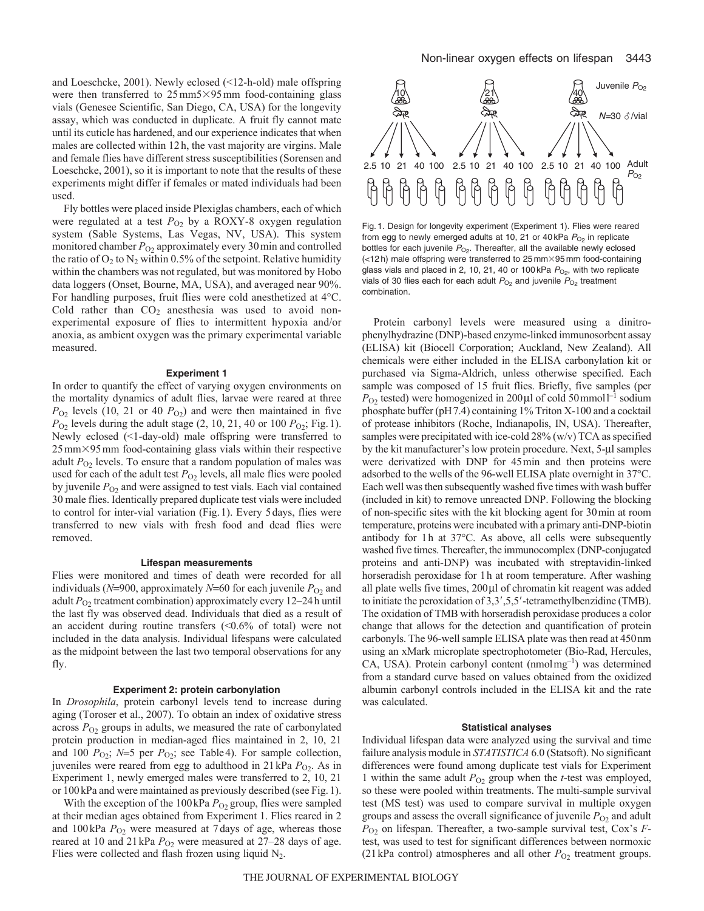and Loeschcke, 2001). Newly eclosed (<12-h-old) male offspring were then transferred to 25mm5×95mm food-containing glass vials (Genesee Scientific, San Diego, CA, USA) for the longevity assay, which was conducted in duplicate. A fruit fly cannot mate until its cuticle has hardened, and our experience indicates that when males are collected within 12h, the vast majority are virgins. Male and female flies have different stress susceptibilities (Sorensen and Loeschcke, 2001), so it is important to note that the results of these experiments might differ if females or mated individuals had been used.

Fly bottles were placed inside Plexiglas chambers, each of which were regulated at a test $P_{O_2}$ by a ROXY-8 oxygen regulation system (Sable Systems, Las Vegas, NV, USA). This system monitored chamber $P_{O_2}$ approximately every 30min and controlled the ratio of $O_2$ to $N_2$ within 0.5% of the setpoint. Relative humidity within the chambers was not regulated, but was monitored by Hobo data loggers (Onset, Bourne, MA, USA), and averaged near 90%. For handling purposes, fruit flies were cold anesthetized at 4°C. Cold rather than $CO_2$ anesthesia was used to avoid non-experimental exposure of flies to intermittent hypoxia and/or anoxia, as ambient oxygen was the primary experimental variable measured.

### Experiment 1

In order to quantify the effect of varying oxygen environments on the mortality dynamics of adult flies, larvae were reared at three $P_{O_2}$ levels (10, 21 or 40 $P_{O_2}$) and were then maintained in five $P_{O_2}$ levels during the adult stage (2, 10, 21, 40 or 100 $P_{O_2}$; Fig.1). Newly eclosed (<1-day-old) male offspring were transferred to 25mm×95mm food-containing glass vials within their respective adult $P_{O_2}$ levels. To ensure that a random population of males was used for each of the adult test $P_{O_2}$ levels, all male flies were pooled by juvenile $P_{O_2}$ and were assigned to test vials. Each vial contained 30 male flies. Identically prepared duplicate test vials were included to control for inter-vial variation (Fig.1). Every 5days, flies were transferred to new vials with fresh food and dead flies were removed.

### Lifespan measurements

Flies were monitored and times of death were recorded for all individuals ($N$=900, approximately $N$=60 for each juvenile $P_{O_2}$ and adult $P_{O_2}$ treatment combination) approximately every 12–24h until the last fly was observed dead. Individuals that died as a result of an accident during routine transfers (<0.6% of total) were not included in the data analysis. Individual lifespans were calculated as the midpoint between the last two temporal observations for any fly.

### Experiment 2: protein carbonylation

In *Drosophila*, protein carbonyl levels tend to increase during aging (Toroser et al., 2007). To obtain an index of oxidative stress across $P_{O_2}$ groups in adults, we measured the rate of carbonylated protein production in median-aged flies maintained in 2, 10, 21 and 100 $P_{O_2}$; $N$=5 per $P_{O_2}$; see Table4). For sample collection, juveniles were reared from egg to adulthood in 21kPa $P_{O_2}$. As in Experiment 1, newly emerged males were transferred to 2, 10, 21 or 100kPa and were maintained as previously described (see Fig.1).

With the exception of the 100kPa $P_{O_2}$ group, flies were sampled at their median ages obtained from Experiment 1. Flies reared in 2 and 100kPa $P_{O_2}$ were measured at 7days of age, whereas those reared at 10 and 21kPa $P_{O_2}$ were measured at 27–28 days of age. Flies were collected and flash frozen using liquid $N_2$.

Fig.1. Design for longevity experiment (Experiment 1). Flies were reared from egg to newly emerged adults at 10, 21 or 40kPa $P_{O_2}$ in replicate bottles for each juvenile $P_{O_2}$. Thereafter, all the available newly eclosed (<12h) male offspring were transferred to 25mm×95mm food-containing glass vials and placed in 2, 10, 21, 40 or 100kPa $P_{O_2}$, with two replicate vials of 30 flies each for each adult $P_{O_2}$ and juvenile $P_{O_2}$ treatment combination.

Protein carbonyl levels were measured using a dinitrophenylhydrazine (DNP)-based enzyme-linked immunosorbent assay (ELISA) kit (Biocell Corporation; Auckland, New Zealand). All chemicals were either included in the ELISA carbonylation kit or purchased via Sigma-Aldrich, unless otherwise specified. Each sample was composed of 15 fruit flies. Briefly, five samples (per $P_{O_2}$ tested) were homogenized in 200μl of cold 50mmol$l^{-1}$ sodium phosphate buffer (pH7.4) containing 1% Triton X-100 and a cocktail of protease inhibitors (Roche, Indianapolis, IN, USA). Thereafter, samples were precipitated with ice-cold 28% (w/v) TCA as specified by the kit manufacturer's low protein procedure. Next, 5-μl samples were derivatized with DNP for 45min and then proteins were adsorbed to the wells of the 96-well ELISA plate overnight in 37°C. Each well was then subsequently washed five times with wash buffer (included in kit) to remove unreacted DNP. Following the blocking of non-specific sites with the kit blocking agent for 30min at room temperature, proteins were incubated with a primary anti-DNP-biotin antibody for 1h at 37°C. As above, all cells were subsequently washed five times. Thereafter, the immunocomplex (DNP-conjugated proteins and anti-DNP) was incubated with streptavidin-linked horseradish peroxidase for 1h at room temperature. After washing all plate wells five times, 200μl of chromatin kit reagent was added to initiate the peroxidation of 3,3′,5,5′-tetramethylbenzidine (TMB). The oxidation of TMB with horseradish peroxidase produces a color change that allows for the detection and quantification of protein carbonyls. The 96-well sample ELISA plate was then read at 450nm using an xMark microplate spectrophotometer (Bio-Rad, Hercules, CA, USA). Protein carbonyl content (nmol$mg^{-1}$) was determined from a standard curve based on values obtained from the oxidized albumin carbonyl controls included in the ELISA kit and the rate was calculated.

### Statistical analyses

Individual lifespan data were analyzed using the survival and time failure analysis module in *STATISTICA* 6.0 (Statsoft). No significant differences were found among duplicate test vials for Experiment 1 within the same adult $P_{O_2}$ group when the $t$-test was employed, so these were pooled within treatments. The multi-sample survival test (MS test) was used to compare survival in multiple oxygen groups and assess the overall significance of juvenile $P_{O_2}$ and adult $P_{O_2}$ on lifespan. Thereafter, a two-sample survival test, Cox's $F$-test, was used to test for significant differences between normoxic (21kPa control) atmospheres and all other $P_{O_2}$ treatment groups.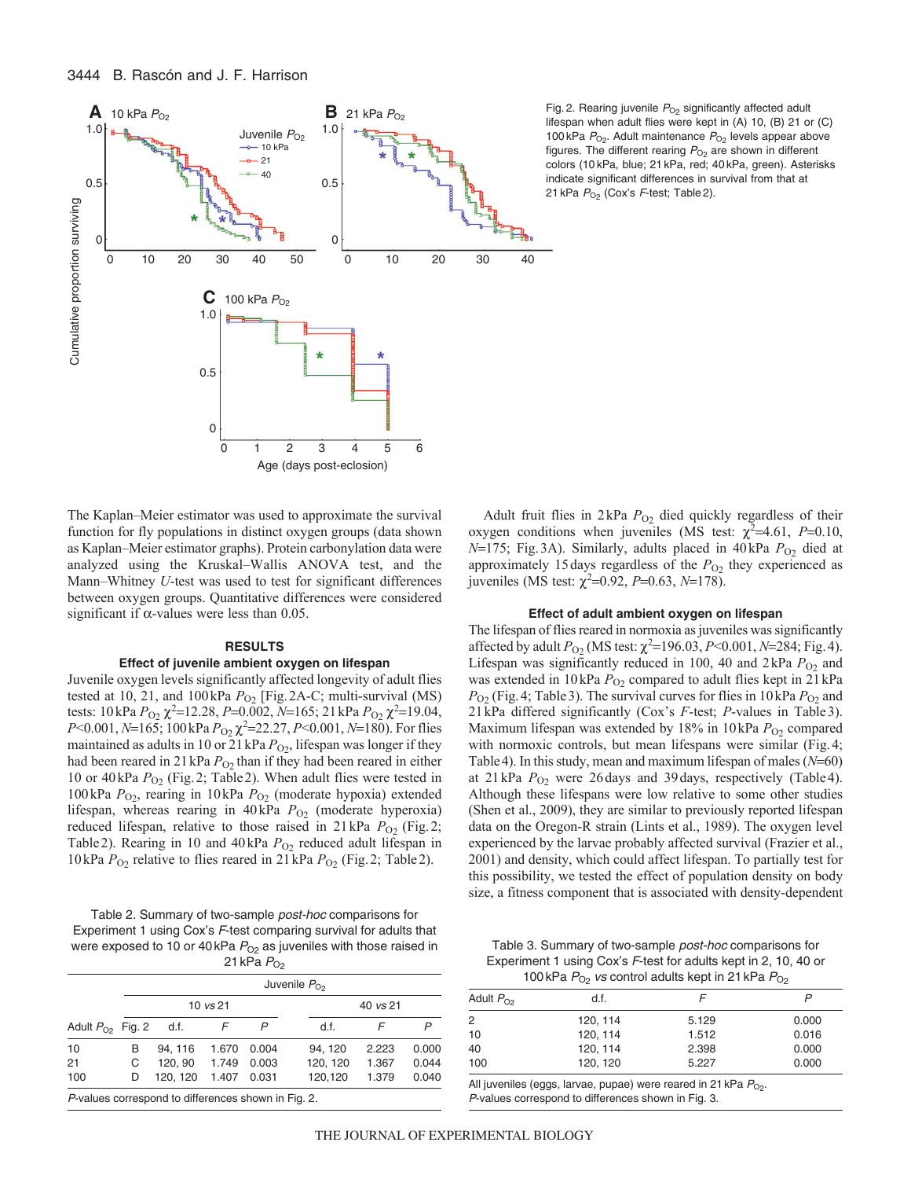Fig. 2. Rearing juvenile $P_{O_2}$ significantly affected adult lifespan when adult flies were kept in (A) 10, (B) 21 or (C) 100 kPa $P_{O_2}$. Adult maintenance $P_{O_2}$ levels appear above figures. The different rearing $P_{O_2}$ are shown in different colors (10 kPa, blue; 21 kPa, red; 40 kPa, green). Asterisks indicate significant differences in survival from that at 21 kPa $P_{O_2}$ (Cox's *F*-test; Table 2).

The Kaplan–Meier estimator was used to approximate the survival function for fly populations in distinct oxygen groups (data shown as Kaplan–Meier estimator graphs). Protein carbonylation data were analyzed using the Kruskal–Wallis ANOVA test, and the Mann–Whitney *U*-test was used to test for significant differences between oxygen groups. Quantitative differences were considered significant if α-values were less than 0.05.

## RESULTS

### Effect of juvenile ambient oxygen on lifespan

Juvenile oxygen levels significantly affected longevity of adult flies tested at 10, 21, and 100 kPa $P_{O_2}$ [Fig. 2A-C; multi-survival (MS) tests: 10 kPa $P_{O_2}$ $\chi^2$=12.28, *P*=0.002, *N*=165; 21 kPa $P_{O_2}$ $\chi^2$=19.04, *P*<0.001, *N*=165; 100 kPa $P_{O_2}$ $\chi^2$=22.27, *P*<0.001, *N*=180). For flies maintained as adults in 10 or 21 kPa $P_{O_2}$, lifespan was longer if they had been reared in 21 kPa $P_{O_2}$ than if they had been reared in either 10 or 40 kPa $P_{O_2}$ (Fig. 2; Table 2). When adult flies were tested in 100 kPa $P_{O_2}$, rearing in 10 kPa $P_{O_2}$ (moderate hypoxia) extended lifespan, whereas rearing in 40 kPa $P_{O_2}$ (moderate hyperoxia) reduced lifespan, relative to those raised in 21 kPa $P_{O_2}$ (Fig. 2; Table 2). Rearing in 10 and 40 kPa $P_{O_2}$ reduced adult lifespan in 10 kPa $P_{O_2}$ relative to flies reared in 21 kPa $P_{O_2}$ (Fig. 2; Table 2).

Table 2. Summary of two-sample *post-hoc* comparisons for Experiment 1 using Cox's *F*-test comparing survival for adults that were exposed to 10 or 40 kPa $P_{O_2}$ as juveniles with those raised in 21 kPa $P_{O_2}$

| | | Juvenile $P_{O_2}$ | | | | | |
|---|---|---|---|---|---|---|---|
| | | 10 *vs* 21 | | | 40 *vs* 21 | | |
| Adult $P_{O_2}$ | Fig. 2 | d.f. | *F* | *P* | d.f. | *F* | *P* |
| 10 | B | 94, 116 | 1.670 | 0.004 | 94, 120 | 2.223 | 0.000 |
| 21 | C | 120, 90 | 1.749 | 0.003 | 120, 120 | 1.367 | 0.044 |
| 100 | D | 120, 120 | 1.407 | 0.031 | 120,120 | 1.379 | 0.040 |

*P*-values correspond to differences shown in Fig. 2.

Adult fruit flies in 2 kPa $P_{O_2}$ died quickly regardless of their oxygen conditions when juveniles (MS test: $\chi^2$=4.61, *P*=0.10, *N*=175; Fig. 3A). Similarly, adults placed in 40 kPa $P_{O_2}$ died at approximately 15 days regardless of the $P_{O_2}$ they experienced as juveniles (MS test: $\chi^2$=0.92, *P*=0.63, *N*=178).

### Effect of adult ambient oxygen on lifespan

The lifespan of flies reared in normoxia as juveniles was significantly affected by adult $P_{O_2}$ (MS test: $\chi^2$=196.03, *P*<0.001, *N*=284; Fig. 4). Lifespan was significantly reduced in 100, 40 and 2 kPa $P_{O_2}$ and was extended in 10 kPa $P_{O_2}$ compared to adult flies kept in 21 kPa $P_{O_2}$ (Fig. 4; Table 3). The survival curves for flies in 10 kPa $P_{O_2}$ and 21 kPa $P_{O_2}$ differed significantly (Cox's *F*-test; *P*-values in Table 3). Maximum lifespan was extended by 18% in 10 kPa $P_{O_2}$ compared with normoxic controls, but mean lifespans were similar (Fig. 4; Table 4). In this study, mean and maximum lifespan of males (*N*=60) at 21 kPa $P_{O_2}$ were 26 days and 39 days, respectively (Table 4). Although these lifespans were low relative to some other studies (Shen et al., 2009), they are similar to previously reported lifespan data on the Oregon-R strain (Lints et al., 1989). The oxygen level experienced by the larvae probably affected survival (Frazier et al., 2001) and density, which could affect lifespan. To partially test for this possibility, we tested the effect of population density on body size, a fitness component that is associated with density-dependent

Table 3. Summary of two-sample *post-hoc* comparisons for Experiment 1 using Cox's *F*-test for adults kept in 2, 10, 40 or 100 kPa $P_{O_2}$ *vs* control adults kept in 21 kPa $P_{O_2}$

| Adult $P_{O_2}$ | d.f. | *F* | *P* |
|---|---|---|---|
| 2 | 120, 114 | 5.129 | 0.000 |
| 10 | 120, 114 | 1.512 | 0.016 |
| 40 | 120, 114 | 2.398 | 0.000 |
| 100 | 120, 120 | 5.227 | 0.000 |

All juveniles (eggs, larvae, pupae) were reared in 21 kPa $P_{O_2}$.
*P*-values correspond to differences shown in Fig. 3.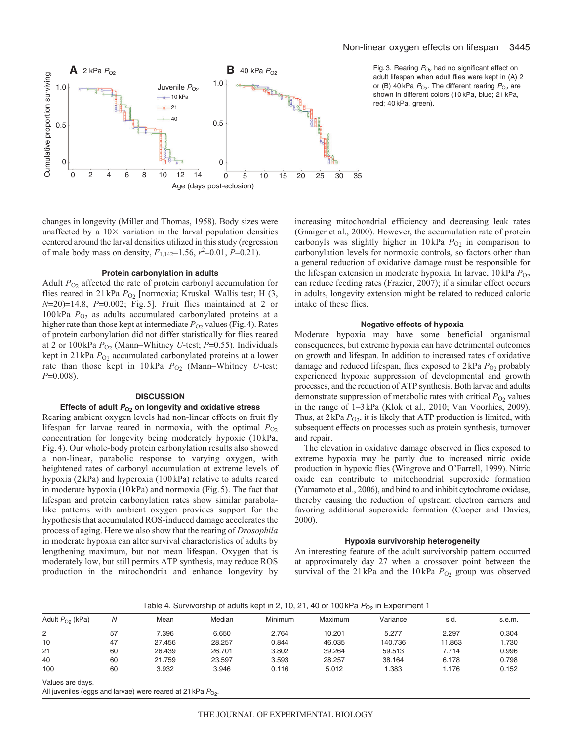Fig. 3. Rearing $P_{O_2}$ had no significant effect on adult lifespan when adult flies were kept in (A) 2 or (B) 40 kPa $P_{O_2}$. The different rearing $P_{O_2}$ are shown in different colors (10 kPa, blue; 21 kPa, red; 40 kPa, green).

changes in longevity (Miller and Thomas, 1958). Body sizes were unaffected by a 10× variation in the larval population densities centered around the larval densities utilized in this study (regression of male body mass on density, $F_{1,142}$=1.56, $r^2$=0.01, $P$=0.21).

### Protein carbonylation in adults

Adult $P_{O_2}$ affected the rate of protein carbonyl accumulation for flies reared in 21 kPa $P_{O_2}$ [normoxia; Kruskal–Wallis test; H (3, $N$=20)=14.8, $P$=0.002; Fig. 5]. Fruit flies maintained at 2 or 100 kPa $P_{O_2}$ as adults accumulated carbonylated proteins at a higher rate than those kept at intermediate $P_{O_2}$ values (Fig. 4). Rates of protein carbonylation did not differ statistically for flies reared at 2 or 100 kPa $P_{O_2}$ (Mann–Whitney $U$-test; $P$=0.55). Individuals kept in 21 kPa $P_{O_2}$ accumulated carbonylated proteins at a lower rate than those kept in 10 kPa $P_{O_2}$ (Mann–Whitney $U$-test; $P$=0.008).

## DISCUSSION

### Effects of adult $P_{O_2}$ on longevity and oxidative stress

Rearing ambient oxygen levels had non-linear effects on fruit fly lifespan for larvae reared in normoxia, with the optimal $P_{O_2}$ concentration for longevity being moderately hypoxic (10 kPa, Fig. 4). Our whole-body protein carbonylation results also showed a non-linear, parabolic response to varying oxygen, with heightened rates of carbonyl accumulation at extreme levels of hypoxia (2 kPa) and hyperoxia (100 kPa) relative to adults reared in moderate hypoxia (10 kPa) and normoxia (Fig. 5). The fact that lifespan and protein carbonylation rates show similar parabola-like patterns with ambient oxygen provides support for the hypothesis that accumulated ROS-induced damage accelerates the process of aging. Here we also show that the rearing of *Drosophila* in moderate hypoxia can alter survival characteristics of adults by lengthening maximum, but not mean lifespan. Oxygen that is moderately low, but still permits ATP synthesis, may reduce ROS production in the mitochondria and enhance longevity by increasing mitochondrial efficiency and decreasing leak rates (Gnaiger et al., 2000). However, the accumulation rate of protein carbonyls was slightly higher in 10 kPa $P_{O_2}$ in comparison to carbonylation levels for normoxic controls, so factors other than a general reduction of oxidative damage must be responsible for the lifespan extension in moderate hypoxia. In larvae, 10 kPa $P_{O_2}$ can reduce feeding rates (Frazier, 2007); if a similar effect occurs in adults, longevity extension might be related to reduced caloric intake of these flies.

### Negative effects of hypoxia

Moderate hypoxia may have some beneficial organismal consequences, but extreme hypoxia can have detrimental outcomes on growth and lifespan. In addition to increased rates of oxidative damage and reduced lifespan, flies exposed to 2 kPa $P_{O_2}$ probably experienced hypoxic suppression of developmental and growth processes, and the reduction of ATP synthesis. Both larvae and adults demonstrate suppression of metabolic rates with critical $P_{O_2}$ values in the range of 1–3 kPa (Klok et al., 2010; Van Voorhies, 2009). Thus, at 2 kPa $P_{O_2}$, it is likely that ATP production is limited, with subsequent effects on processes such as protein synthesis, turnover and repair.

The elevation in oxidative damage observed in flies exposed to extreme hypoxia may be partly due to increased nitric oxide production in hypoxic flies (Wingrove and O'Farrell, 1999). Nitric oxide can contribute to mitochondrial superoxide formation (Yamamoto et al., 2006), and bind to and inhibit cytochrome oxidase, thereby causing the reduction of upstream electron carriers and favoring additional superoxide formation (Cooper and Davies, 2000).

### Hypoxia survivorship heterogeneity

An interesting feature of the adult survivorship pattern occurred at approximately day 27 when a crossover point between the survival of the 21 kPa and the 10 kPa $P_{O_2}$ group was observed

Table 4. Survivorship of adults kept in 2, 10, 21, 40 or 100 kPa $P_{O_2}$ in Experiment 1

| Adult $P_{O_2}$ (kPa) | $N$ | Mean | Median | Minimum | Maximum | Variance | s.d. | s.e.m. |
|---|---|---|---|---|---|---|---|---|
| 2 | 57 | 7.396 | 6.650 | 2.764 | 10.201 | 5.277 | 2.297 | 0.304 |
| 10 | 47 | 27.456 | 28.257 | 0.844 | 46.035 | 140.736 | 11.863 | 1.730 |
| 21 | 60 | 26.439 | 26.701 | 3.802 | 39.264 | 59.513 | 7.714 | 0.996 |
| 40 | 60 | 21.759 | 23.597 | 3.593 | 28.257 | 38.164 | 6.178 | 0.798 |
| 100 | 60 | 3.932 | 3.946 | 0.116 | 5.012 | 1.383 | 1.176 | 0.152 |

Values are days.
All juveniles (eggs and larvae) were reared at 21 kPa $P_{O_2}$.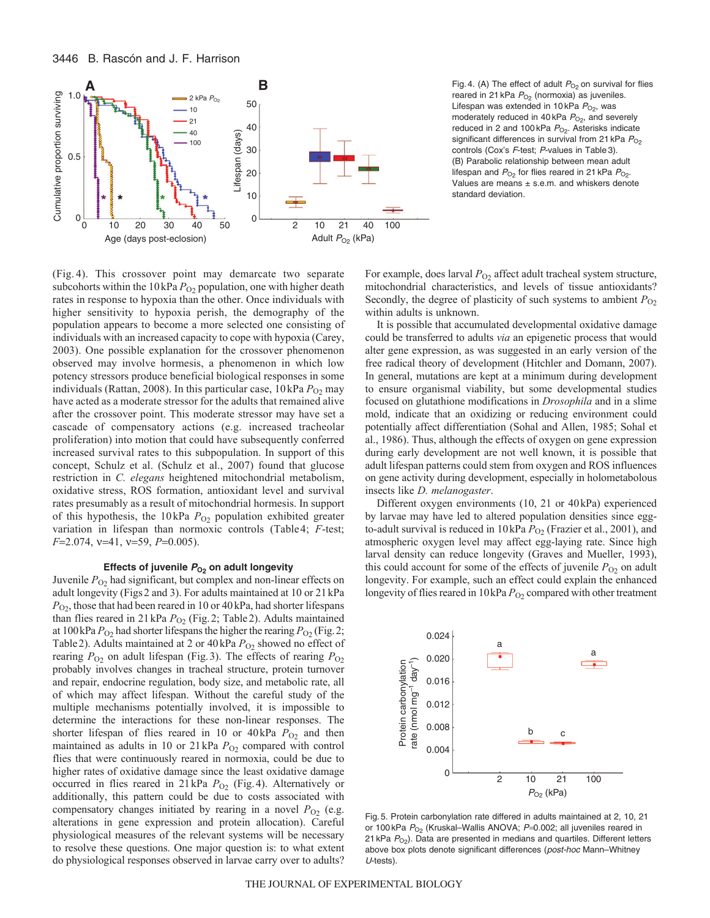Fig. 4. (A) The effect of adult $P_{O_2}$ on survival for flies reared in 21 kPa $P_{O_2}$ (normoxia) as juveniles. Lifespan was extended in 10 kPa $P_{O_2}$, was moderately reduced in 40 kPa $P_{O_2}$, and severely reduced in 2 and 100 kPa $P_{O_2}$. Asterisks indicate significant differences in survival from 21 kPa $P_{O_2}$ controls (Cox's $F$-test; $P$-values in Table 3). (B) Parabolic relationship between mean adult lifespan and $P_{O_2}$ for flies reared in 21 kPa $P_{O_2}$. Values are means ± s.e.m. and whiskers denote standard deviation.

(Fig. 4). This crossover point may demarcate two separate subcohorts within the 10 kPa $P_{O_2}$ population, one with higher death rates in response to hypoxia than the other. Once individuals with higher sensitivity to hypoxia perish, the demography of the population appears to become a more selected one consisting of individuals with an increased capacity to cope with hypoxia (Carey, 2003). One possible explanation for the crossover phenomenon observed may involve hormesis, a phenomenon in which low potency stressors produce beneficial biological responses in some individuals (Rattan, 2008). In this particular case, 10 kPa $P_{O_2}$ may have acted as a moderate stressor for the adults that remained alive after the crossover point. This moderate stressor may have set a cascade of compensatory actions (e.g. increased tracheolar proliferation) into motion that could have subsequently conferred increased survival rates to this subpopulation. In support of this concept, Schulz et al. (Schulz et al., 2007) found that glucose restriction in *C. elegans* heightened mitochondrial metabolism, oxidative stress, ROS formation, antioxidant level and survival rates presumably as a result of mitochondrial hormesis. In support of this hypothesis, the 10 kPa $P_{O_2}$ population exhibited greater variation in lifespan than normoxic controls (Table 4; $F$-test; $F$=2.074, $\nu$=41, $\nu$=59, $P$=0.005).

### Effects of juvenile $P_{O_2}$ on adult longevity

Juvenile $P_{O_2}$ had significant, but complex and non-linear effects on adult longevity (Figs 2 and 3). For adults maintained at 10 or 21 kPa $P_{O_2}$, those that had been reared in 10 or 40 kPa, had shorter lifespans than flies reared in 21 kPa $P_{O_2}$ (Fig. 2; Table 2). Adults maintained at 100 kPa $P_{O_2}$ had shorter lifespans the higher the rearing $P_{O_2}$ (Fig. 2; Table 2). Adults maintained at 2 or 40 kPa $P_{O_2}$ showed no effect of rearing $P_{O_2}$ on adult lifespan (Fig. 3). The effects of rearing $P_{O_2}$ probably involves changes in tracheal structure, protein turnover and repair, endocrine regulation, body size, and metabolic rate, all of which may affect lifespan. Without the careful study of the multiple mechanisms potentially involved, it is impossible to determine the interactions for these non-linear responses. The shorter lifespan of flies reared in 10 or 40 kPa $P_{O_2}$ and then maintained as adults in 10 or 21 kPa $P_{O_2}$ compared with control flies that were continuously reared in normoxia, could be due to higher rates of oxidative damage since the least oxidative damage occurred in flies reared in 21 kPa $P_{O_2}$ (Fig. 4). Alternatively or additionally, this pattern could be due to costs associated with compensatory changes initiated by rearing in a novel $P_{O_2}$ (e.g. alterations in gene expression and protein allocation). Careful physiological measures of the relevant systems will be necessary to resolve these questions. One major question is: to what extent do physiological responses observed in larvae carry over to adults? For example, does larval $P_{O_2}$ affect adult tracheal system structure, mitochondrial characteristics, and levels of tissue antioxidants? Secondly, the degree of plasticity of such systems to ambient $P_{O_2}$ within adults is unknown.

It is possible that accumulated developmental oxidative damage could be transferred to adults *via* an epigenetic process that would alter gene expression, as was suggested in an early version of the free radical theory of development (Hitchler and Domann, 2007). In general, mutations are kept at a minimum during development to ensure organismal viability, but some developmental studies focused on glutathione modifications in *Drosophila* and in a slime mold, indicate that an oxidizing or reducing environment could potentially affect differentiation (Sohal and Allen, 1985; Sohal et al., 1986). Thus, although the effects of oxygen on gene expression during early development are not well known, it is possible that adult lifespan patterns could stem from oxygen and ROS influences on gene activity during development, especially in holometabolous insects like *D. melanogaster*.

Different oxygen environments (10, 21 or 40 kPa) experienced by larvae may have led to altered population densities since egg-to-adult survival is reduced in 10 kPa $P_{O_2}$ (Frazier et al., 2001), and atmospheric oxygen level may affect egg-laying rate. Since high larval density can reduce longevity (Graves and Mueller, 1993), this could account for some of the effects of juvenile $P_{O_2}$ on adult longevity. For example, such an effect could explain the enhanced longevity of flies reared in 10 kPa $P_{O_2}$ compared with other treatment

Fig. 5. Protein carbonylation rate differed in adults maintained at 2, 10, 21 or 100 kPa $P_{O_2}$ (Kruskal–Wallis ANOVA; $P$=0.002; all juveniles reared in 21 kPa $P_{O_2}$). Data are presented in medians and quartiles. Different letters above box plots denote significant differences (*post-hoc* Mann–Whitney $U$-tests).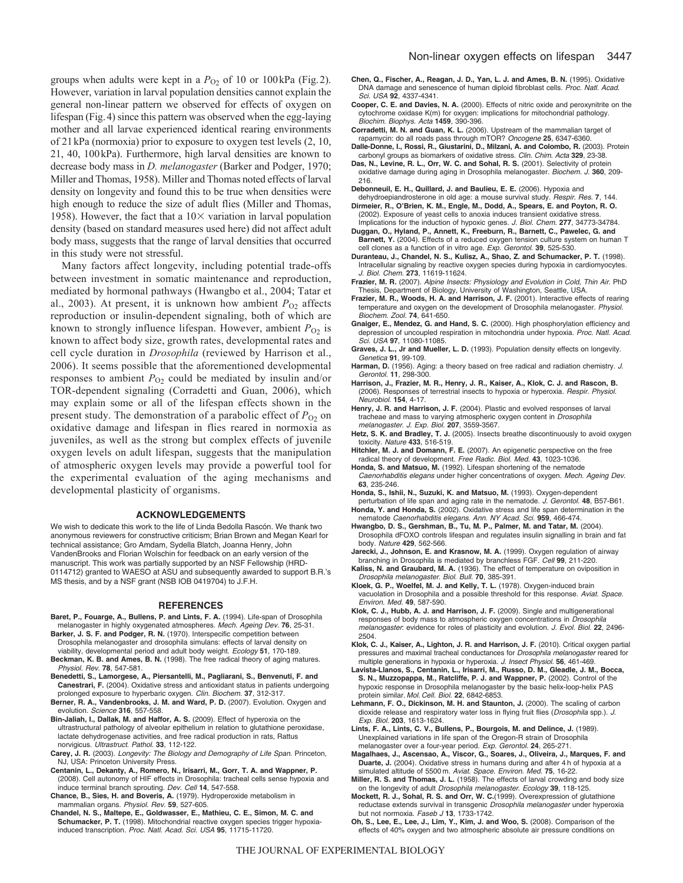groups when adults were kept in a $P_{O_2}$ of 10 or 100kPa (Fig.2). However, variation in larval population densities cannot explain the general non-linear pattern we observed for effects of oxygen on lifespan (Fig.4) since this pattern was observed when the egg-laying mother and all larvae experienced identical rearing environments of 21kPa (normoxia) prior to exposure to oxygen test levels (2, 10, 21, 40, 100kPa). Furthermore, high larval densities are known to decrease body mass in *D. melanogaster* (Barker and Podger, 1970; Miller and Thomas, 1958). Miller and Thomas noted effects of larval density on longevity and found this to be true when densities were high enough to reduce the size of adult flies (Miller and Thomas, 1958). However, the fact that a 10× variation in larval population density (based on standard measures used here) did not affect adult body mass, suggests that the range of larval densities that occurred in this study were not stressful.

Many factors affect longevity, including potential trade-offs between investment in somatic maintenance and reproduction, mediated by hormonal pathways (Hwangbo et al., 2004; Tatar et al., 2003). At present, it is unknown how ambient $P_{O_2}$ affects reproduction or insulin-dependent signaling, both of which are known to strongly influence lifespan. However, ambient $P_{O_2}$ is known to affect body size, growth rates, developmental rates and cell cycle duration in *Drosophila* (reviewed by Harrison et al., 2006). It seems possible that the aforementioned developmental responses to ambient $P_{O_2}$ could be mediated by insulin and/or TOR-dependent signaling (Corradetti and Guan, 2006), which may explain some or all of the lifespan effects shown in the present study. The demonstration of a parabolic effect of $P_{O_2}$ on oxidative damage and lifespan in flies reared in normoxia as juveniles, as well as the strong but complex effects of juvenile oxygen levels on adult lifespan, suggests that the manipulation of atmospheric oxygen levels may provide a powerful tool for the experimental evaluation of the aging mechanisms and developmental plasticity of organisms.

## ACKNOWLEDGEMENTS

We wish to dedicate this work to the life of Linda Bedolla Rascón. We thank two anonymous reviewers for constructive criticism; Brian Brown and Megan Kearl for technical assistance; Gro Amdam, Sydella Blatch, Joanna Henry, John VandenBrooks and Florian Wolschin for feedback on an early version of the manuscript. This work was partially supported by an NSF Fellowship (HRD-0114712) granted to WAESO at ASU and subsequently awarded to support B.R.'s MS thesis, and by a NSF grant (NSB IOB 0419704) to J.F.H.

## REFERENCES

**Baret, P., Fouarge, A., Bullens, P. and Lints, F. A.** (1994). Life-span of Drosophila melanogaster in highly oxygenated atmospheres. *Mech. Ageing Dev.* **76**, 25-31.

**Barker, J. S. F. and Podger, R. N.** (1970). Interspecific competition between Drosophila melanogaster and drosophila simulans: effects of larval density on viability, developmental period and adult body weight. *Ecology* **51**, 170-189.

**Beckman, K. B. and Ames, B. N.** (1998). The free radical theory of aging matures. *Physiol. Rev.* **78**, 547-581.

**Benedetti, S., Lamorgese, A., Piersantelli, M., Pagliarani, S., Benvenuti, F. and Canestrari, F.** (2004). Oxidative stress and antioxidant status in patients undergoing prolonged exposure to hyperbaric oxygen. *Clin. Biochem.* **37**, 312-317.

**Berner, R. A., Vandenbrooks, J. M. and Ward, P. D.** (2007). Evolution. Oxygen and evolution. *Science* **316**, 557-558.

**Bin-Jaliah, I., Dallak, M. and Haffor, A. S.** (2009). Effect of hyperoxia on the ultrastructural pathology of alveolar epithelium in relation to glutathione peroxidase, lactate dehydrogenase activities, and free radical production in rats, Rattus norvigicus. *Ultrastruct. Pathol.* **33**, 112-122.

**Carey, J. R.** (2003). *Longevity: The Biology and Demography of Life Span*. Princeton, NJ, USA: Princeton University Press.

**Centanin, L., Dekanty, A., Romero, N., Irisarri, M., Gorr, T. A. and Wappner, P.** (2008). Cell autonomy of HIF effects in Drosophila: tracheal cells sense hypoxia and induce terminal branch sprouting. *Dev. Cell* **14**, 547-558.

**Chance, B., Sies, H. and Boveris, A.** (1979). Hydroperoxide metabolism in mammalian organs. *Physiol. Rev.* **59**, 527-605.

**Chandel, N. S., Maltepe, E., Goldwasser, E., Mathieu, C. E., Simon, M. C. and Schumacker, P. T.** (1998). Mitochondrial reactive oxygen species trigger hypoxia-induced transcription. *Proc. Natl. Acad. Sci. USA* **95**, 11715-11720.

**Chen, Q., Fischer, A., Reagan, J. D., Yan, L. J. and Ames, B. N.** (1995). Oxidative DNA damage and senescence of human diploid fibroblast cells. *Proc. Natl. Acad. Sci. USA* **92**, 4337-4341.

**Cooper, C. E. and Davies, N. A.** (2000). Effects of nitric oxide and peroxynitrite on the cytochrome oxidase K(m) for oxygen: implications for mitochondrial pathology. *Biochim. Biophys. Acta* **1459**, 390-396.

**Corradetti, M. N. and Guan, K. L.** (2006). Upstream of the mammalian target of rapamycin: do all roads pass through mTOR? *Oncogene* **25**, 6347-6360.

**Dalle-Donne, I., Rossi, R., Giustarini, D., Milzani, A. and Colombo, R.** (2003). Protein carbonyl groups as biomarkers of oxidative stress. *Clin. Chim. Acta* **329**, 23-38.

**Das, N., Levine, R. L., Orr, W. C. and Sohal, R. S.** (2001). Selectivity of protein oxidative damage during aging in Drosophila melanogaster. *Biochem. J.* **360**, 209-216.

**Debonneuil, E. H., Quillard, J. and Baulieu, E. E.** (2006). Hypoxia and dehydroepiandrosterone in old age: a mouse survival study. *Respir. Res.* **7**, 144.

**Dirmeier, R., O'Brien, K. M., Engle, M., Dodd, A., Spears, E. and Poyton, R. O.** (2002). Exposure of yeast cells to anoxia induces transient oxidative stress. Implications for the induction of hypoxic genes. *J. Biol. Chem.* **277**, 34773-34784.

**Duggan, O., Hyland, P., Annett, K., Freeburn, R., Barnett, C., Pawelec, G. and Barnett, Y.** (2004). Effects of a reduced oxygen tension culture system on human T cell clones as a function of in vitro age. *Exp. Gerontol.* **39**, 525-530.

**Duranteau, J., Chandel, N. S., Kulisz, A., Shao, Z. and Schumacker, P. T.** (1998). Intracellular signaling by reactive oxygen species during hypoxia in cardiomyocytes. *J. Biol. Chem.* **273**, 11619-11624.

**Frazier, M. R.** (2007). *Alpine Insects: Physiology and Evolution in Cold, Thin Air*. PhD Thesis, Department of Biology, University of Washington, Seattle, USA.

**Frazier, M. R., Woods, H. A. and Harrison, J. F.** (2001). Interactive effects of rearing temperature and oxygen on the development of Drosophila melanogaster. *Physiol. Biochem. Zool.* **74**, 641-650.

**Gnaiger, E., Mendez, G. and Hand, S. C.** (2000). High phosphorylation efficiency and depression of uncoupled respiration in mitochondria under hypoxia. *Proc. Natl. Acad. Sci. USA* **97**, 11080-11085.

**Graves, J. L., Jr and Mueller, L. D.** (1993). Population density effects on longevity. *Genetica* **91**, 99-109.

**Harman, D.** (1956). Aging: a theory based on free radical and radiation chemistry. *J. Gerontol.* **11**, 298-300.

**Harrison, J. F., Frazier, M. R., Henry, J. R., Kaiser, A., Klok, C. J. and Rascon, B.** (2006). Responses of terrestrial insects to hypoxia or hyperoxia. *Respir. Physiol. Neurobiol.* **154**, 4-17.

**Henry, J. R. and Harrison, J. F.** (2004). Plastic and evolved responses of larval tracheae and mass to varying atmospheric oxygen content in *Drosophila melanogaster*. *J. Exp. Biol.* **207**, 3559-3567.

**Hetz, S. K. and Bradley, T. J.** (2005). Insects breathe discontinuously to avoid oxygen toxicity. *Nature* **433**, 516-519.

**Hitchler, M. J. and Domann, F. E.** (2007). An epigenetic perspective on the free radical theory of development. *Free Radic. Biol. Med.* **43**, 1023-1036.

**Honda, S. and Matsuo, M.** (1992). Lifespan shortening of the nematode *Caenorhabditis elegans* under higher concentrations of oxygen. *Mech. Ageing Dev.* **63**, 235-246.

**Honda, S., Ishii, N., Suzuki, K. and Matsuo, M.** (1993). Oxygen-dependent perturbation of life span and aging rate in the nematode. *J. Gerontol.* **48**, B57-B61.

**Honda, Y. and Honda, S.** (2002). Oxidative stress and life span determination in the nematode *Caenorhabditis elegans*. *Ann. NY Acad. Sci.* **959**, 466-474.

**Hwangbo, D. S., Gershman, B., Tu, M. P., Palmer, M. and Tatar, M.** (2004). Drosophila dFOXO controls lifespan and regulates insulin signalling in brain and fat body. *Nature* **429**, 562-566.

**Jarecki, J., Johnson, E. and Krasnow, M. A.** (1999). Oxygen regulation of airway branching in Drosophila is mediated by branchless FGF. *Cell* **99**, 211-220.

**Kaliss, N. and Graubard, M. A.** (1936). The effect of temperature on oviposition in *Drosophila melanogaster*. *Biol. Bull.* **70**, 385-391.

**Kloek, G. P., Woelfel, M. J. and Kelly, T. L.** (1978). Oxygen-induced brain vacuolation in Drosophila and a possible threshold for this response. *Aviat. Space. Environ. Med.* **49**, 587-590.

**Klok, C. J., Hubb, A. J. and Harrison, J. F.** (2009). Single and multigenerational responses of body mass to atmospheric oxygen concentrations in *Drosophila melanogaster*: evidence for roles of plasticity and evolution. *J. Evol. Biol.* **22**, 2496-2504.

**Klok, C. J., Kaiser, A., Lighton, J. R. and Harrison, J. F.** (2010). Critical oxygen partial pressures and maximal tracheal conductances for *Drosophila melanogaster* reared for multiple generations in hypoxia or hyperoxia. *J. Insect Physiol.* **56**, 461-469.

**Lavista-Llanos, S., Centanin, L., Irisarri, M., Russo, D. M., Gleadle, J. M., Bocca, S. N., Muzzopappa, M., Ratcliffe, P. J. and Wappner, P.** (2002). Control of the hypoxic response in Drosophila melanogaster by the basic helix-loop-helix PAS protein similar. *Mol. Cell. Biol.* **22**, 6842-6853.

**Lehmann, F. O., Dickinson, M. H. and Staunton, J.** (2000). The scaling of carbon dioxide release and respiratory water loss in flying fruit flies (*Drosophila* spp.). *J. Exp. Biol.* **203**, 1613-1624.

**Lints, F. A., Lints, C. V., Bullens, P., Bourgois, M. and Delince, J.** (1989). Unexplained variations in life span of the Oregon-R strain of Drosophila melanogaster over a four-year period. *Exp. Gerontol.* **24**, 265-271.

**Magalhaes, J., Ascensao, A., Viscor, G., Soares, J., Oliveira, J., Marques, F. and Duarte, J.** (2004). Oxidative stress in humans during and after 4h of hypoxia at a simulated altitude of 5500m. *Aviat. Space. Environ. Med.* **75**, 16-22.

**Miller, R. S. and Thomas, J. L.** (1958). The effects of larval crowding and body size on the longevity of adult *Drosophila melanogaster*. *Ecology* **39**, 118-125.

**Mockett, R. J., Sohal, R. S. and Orr, W. C.**(1999). Overexpression of glutathione reductase extends survival in transgenic *Drosophila melanogaster* under hyperoxia but not normoxia. *Faseb J* **13**, 1733-1742.

**Oh, S., Lee, E., Lee, J., Lim, Y., Kim, J. and Woo, S.** (2008). Comparison of the effects of 40% oxygen and two atmospheric absolute air pressure conditions on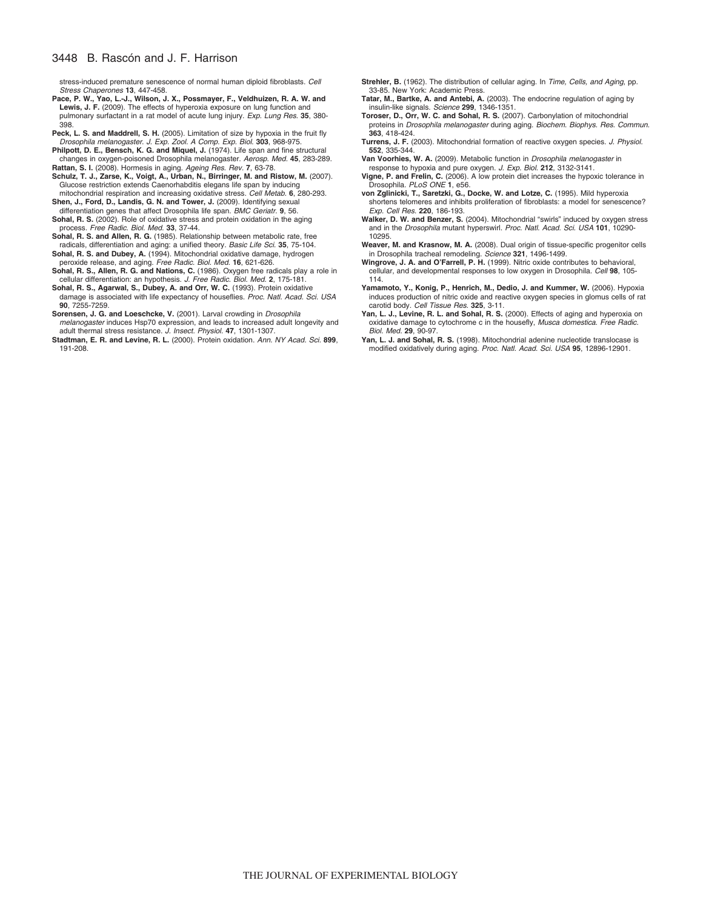stress-induced premature senescence of normal human diploid fibroblasts. *Cell Stress Chaperones* **13**, 447-458.

**Pace, P. W., Yao, L.-J., Wilson, J. X., Possmayer, F., Veldhuizen, R. A. W. and Lewis, J. F.** (2009). The effects of hyperoxia exposure on lung function and pulmonary surfactant in a rat model of acute lung injury. *Exp. Lung Res.* **35**, 380-398.

**Peck, L. S. and Maddrell, S. H.** (2005). Limitation of size by hypoxia in the fruit fly *Drosophila melanogaster*. *J. Exp. Zool. A Comp. Exp. Biol.* **303**, 968-975.

**Philpott, D. E., Bensch, K. G. and Miquel, J.** (1974). Life span and fine structural changes in oxygen-poisoned Drosophila melanogaster. *Aerosp. Med.* **45**, 283-289.

**Rattan, S. I.** (2008). Hormesis in aging. *Ageing Res. Rev.* **7**, 63-78.

**Schulz, T. J., Zarse, K., Voigt, A., Urban, N., Birringer, M. and Ristow, M.** (2007). Glucose restriction extends Caenorhabditis elegans life span by inducing mitochondrial respiration and increasing oxidative stress. *Cell Metab.* **6**, 280-293.

**Shen, J., Ford, D., Landis, G. N. and Tower, J.** (2009). Identifying sexual differentiation genes that affect Drosophila life span. *BMC Geriatr.* **9**, 56.

**Sohal, R. S.** (2002). Role of oxidative stress and protein oxidation in the aging process. *Free Radic. Biol. Med.* **33**, 37-44.

**Sohal, R. S. and Allen, R. G.** (1985). Relationship between metabolic rate, free radicals, differentiation and aging: a unified theory. *Basic Life Sci.* **35**, 75-104.

**Sohal, R. S. and Dubey, A.** (1994). Mitochondrial oxidative damage, hydrogen peroxide release, and aging. *Free Radic. Biol. Med.* **16**, 621-626.

**Sohal, R. S., Allen, R. G. and Nations, C.** (1986). Oxygen free radicals play a role in cellular differentiation: an hypothesis. *J. Free Radic. Biol. Med.* **2**, 175-181.

**Sohal, R. S., Agarwal, S., Dubey, A. and Orr, W. C.** (1993). Protein oxidative damage is associated with life expectancy of houseflies. *Proc. Natl. Acad. Sci. USA* **90**, 7255-7259.

**Sorensen, J. G. and Loeschcke, V.** (2001). Larval crowding in *Drosophila melanogaster* induces Hsp70 expression, and leads to increased adult longevity and adult thermal stress resistance. *J. Insect. Physiol.* **47**, 1301-1307.

**Stadtman, E. R. and Levine, R. L.** (2000). Protein oxidation. *Ann. NY Acad. Sci.* **899**, 191-208.

**Strehler, B.** (1962). The distribution of cellular aging. In *Time, Cells, and Aging*, pp. 33-85. New York: Academic Press.

**Tatar, M., Bartke, A. and Antebi, A.** (2003). The endocrine regulation of aging by insulin-like signals. *Science* **299**, 1346-1351.

**Toroser, D., Orr, W. C. and Sohal, R. S.** (2007). Carbonylation of mitochondrial proteins in *Drosophila melanogaster* during aging. *Biochem. Biophys. Res. Commun.* **363**, 418-424.

**Turrens, J. F.** (2003). Mitochondrial formation of reactive oxygen species. *J. Physiol.* **552**, 335-344.

**Van Voorhies, W. A.** (2009). Metabolic function in *Drosophila melanogaster* in response to hypoxia and pure oxygen. *J. Exp. Biol.* **212**, 3132-3141.

**Vigne, P. and Frelin, C.** (2006). A low protein diet increases the hypoxic tolerance in Drosophila. *PLoS ONE* **1**, e56.

**von Zglinicki, T., Saretzki, G., Docke, W. and Lotze, C.** (1995). Mild hyperoxia shortens telomeres and inhibits proliferation of fibroblasts: a model for senescence? *Exp. Cell Res.* **220**, 186-193.

**Walker, D. W. and Benzer, S.** (2004). Mitochondrial "swirls" induced by oxygen stress and in the *Drosophila* mutant hyperswirl. *Proc. Natl. Acad. Sci. USA* **101**, 10290-10295.

**Weaver, M. and Krasnow, M. A.** (2008). Dual origin of tissue-specific progenitor cells in Drosophila tracheal remodeling. *Science* **321**, 1496-1499.

**Wingrove, J. A. and O'Farrell, P. H.** (1999). Nitric oxide contributes to behavioral, cellular, and developmental responses to low oxygen in Drosophila. *Cell* **98**, 105-114.

**Yamamoto, Y., Konig, P., Henrich, M., Dedio, J. and Kummer, W.** (2006). Hypoxia induces production of nitric oxide and reactive oxygen species in glomus cells of rat carotid body. *Cell Tissue Res.* **325**, 3-11.

**Yan, L. J., Levine, R. L. and Sohal, R. S.** (2000). Effects of aging and hyperoxia on oxidative damage to cytochrome c in the housefly, *Musca domestica*. *Free Radic. Biol. Med.* **29**, 90-97.

**Yan, L. J. and Sohal, R. S.** (1998). Mitochondrial adenine nucleotide translocase is modified oxidatively during aging. *Proc. Natl. Acad. Sci. USA* **95**, 12896-12901.